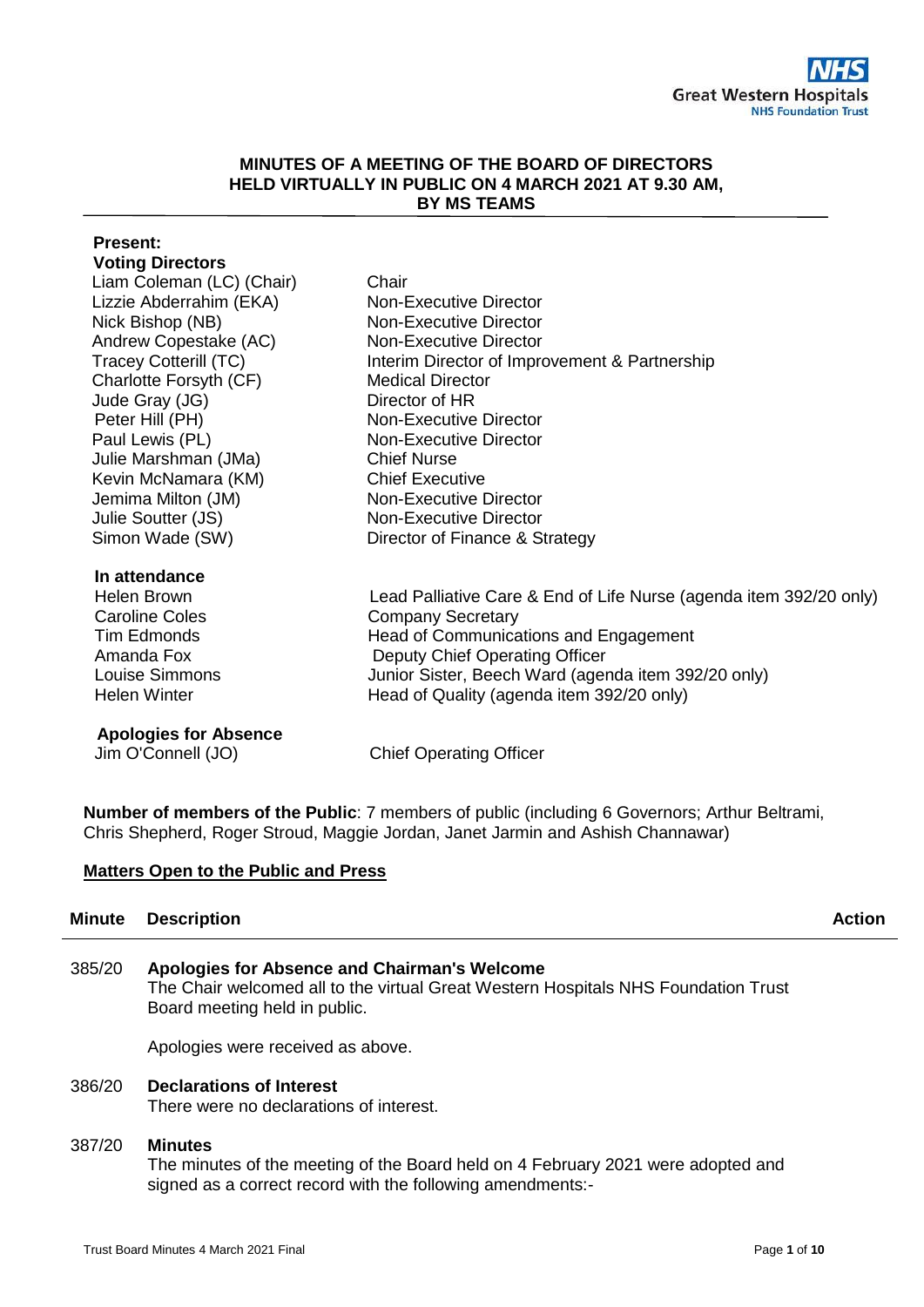**MINUTES OF A MEETING OF THE BOARD OF DIRECTORS HELD VIRTUALLY IN PUBLIC ON 4 MARCH 2021 AT 9.30 AM, BY MS TEAMS**

**Present:**

**Voting Directors**

| | |
|---|---|
| Liam Coleman (LC) (Chair) | Chair |
| Lizzie Abderrahim (EKA) | Non-Executive Director |
| Nick Bishop (NB) | Non-Executive Director |
| Andrew Copestake (AC) | Non-Executive Director |
| Tracey Cotterill (TC) | Interim Director of Improvement & Partnership |
| Charlotte Forsyth (CF) | Medical Director |
| Jude Gray (JG) | Director of HR |
| Peter Hill (PH) | Non-Executive Director |
| Paul Lewis (PL) | Non-Executive Director |
| Julie Marshman (JMa) | Chief Nurse |
| Kevin McNamara (KM) | Chief Executive |
| Jemima Milton (JM) | Non-Executive Director |
| Julie Soutter (JS) | Non-Executive Director |
| Simon Wade (SW) | Director of Finance & Strategy |

**In attendance**

| | |
|---|---|
| Helen Brown | Lead Palliative Care & End of Life Nurse (agenda item 392/20 only) |
| Caroline Coles | Company Secretary |
| Tim Edmonds | Head of Communications and Engagement |
| Amanda Fox | Deputy Chief Operating Officer |
| Louise Simmons | Junior Sister, Beech Ward (agenda item 392/20 only) |
| Helen Winter | Head of Quality (agenda item 392/20 only) |

**Apologies for Absence**

| | |
|---|---|
| Jim O'Connell (JO) | Chief Operating Officer |

**Number of members of the Public**: 7 members of public (including 6 Governors; Arthur Beltrami, Chris Shepherd, Roger Stroud, Maggie Jordan, Janet Jarmin and Ashish Channawar)

**Matters Open to the Public and Press**

| Minute | Description | Action |
|---|---|---|
| 385/20 | **Apologies for Absence and Chairman's Welcome**<br>The Chair welcomed all to the virtual Great Western Hospitals NHS Foundation Trust Board meeting held in public.<br><br>Apologies were received as above. | |
| 386/20 | **Declarations of Interest**<br>There were no declarations of interest. | |
| 387/20 | **Minutes**<br>The minutes of the meeting of the Board held on 4 February 2021 were adopted and signed as a correct record with the following amendments:- | |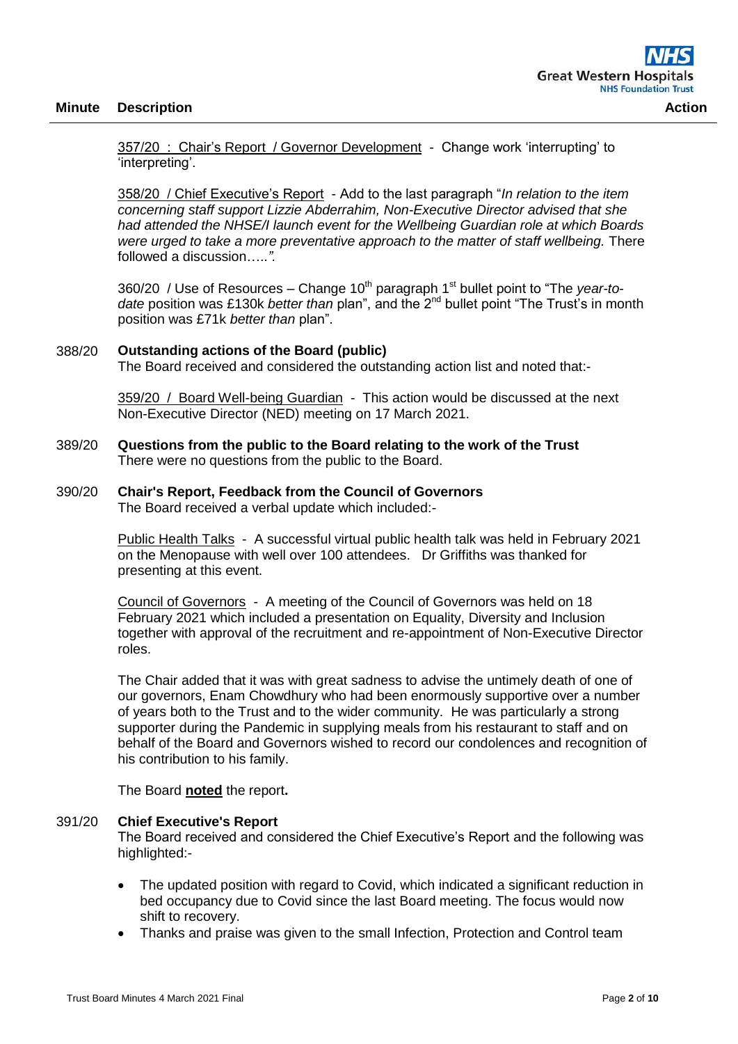| Minute | Description | Action |
|---|---|---|

357/20 : Chair's Report / Governor Development - Change work 'interrupting' to 'interpreting'.

358/20 / Chief Executive's Report - Add to the last paragraph "*In relation to the item concerning staff support Lizzie Abderrahim, Non-Executive Director advised that she had attended the NHSE/I launch event for the Wellbeing Guardian role at which Boards were urged to take a more preventative approach to the matter of staff wellbeing.* There followed a discussion…..*".*

360/20 / Use of Resources – Change 10th paragraph 1st bullet point to "The *year-to-date* position was £130k *better than* plan", and the 2nd bullet point "The Trust's in month position was £71k *better than* plan".

**388/20 Outstanding actions of the Board (public)**

The Board received and considered the outstanding action list and noted that:-

359/20 / Board Well-being Guardian - This action would be discussed at the next Non-Executive Director (NED) meeting on 17 March 2021.

**389/20 Questions from the public to the Board relating to the work of the Trust**

There were no questions from the public to the Board.

**390/20 Chair's Report, Feedback from the Council of Governors**

The Board received a verbal update which included:-

Public Health Talks - A successful virtual public health talk was held in February 2021 on the Menopause with well over 100 attendees. Dr Griffiths was thanked for presenting at this event.

Council of Governors - A meeting of the Council of Governors was held on 18 February 2021 which included a presentation on Equality, Diversity and Inclusion together with approval of the recruitment and re-appointment of Non-Executive Director roles.

The Chair added that it was with great sadness to advise the untimely death of one of our governors, Enam Chowdhury who had been enormously supportive over a number of years both to the Trust and to the wider community. He was particularly a strong supporter during the Pandemic in supplying meals from his restaurant to staff and on behalf of the Board and Governors wished to record our condolences and recognition of his contribution to his family.

The Board **noted** the report**.**

**391/20 Chief Executive's Report**

The Board received and considered the Chief Executive's Report and the following was highlighted:-

- The updated position with regard to Covid, which indicated a significant reduction in bed occupancy due to Covid since the last Board meeting. The focus would now shift to recovery.
- Thanks and praise was given to the small Infection, Protection and Control team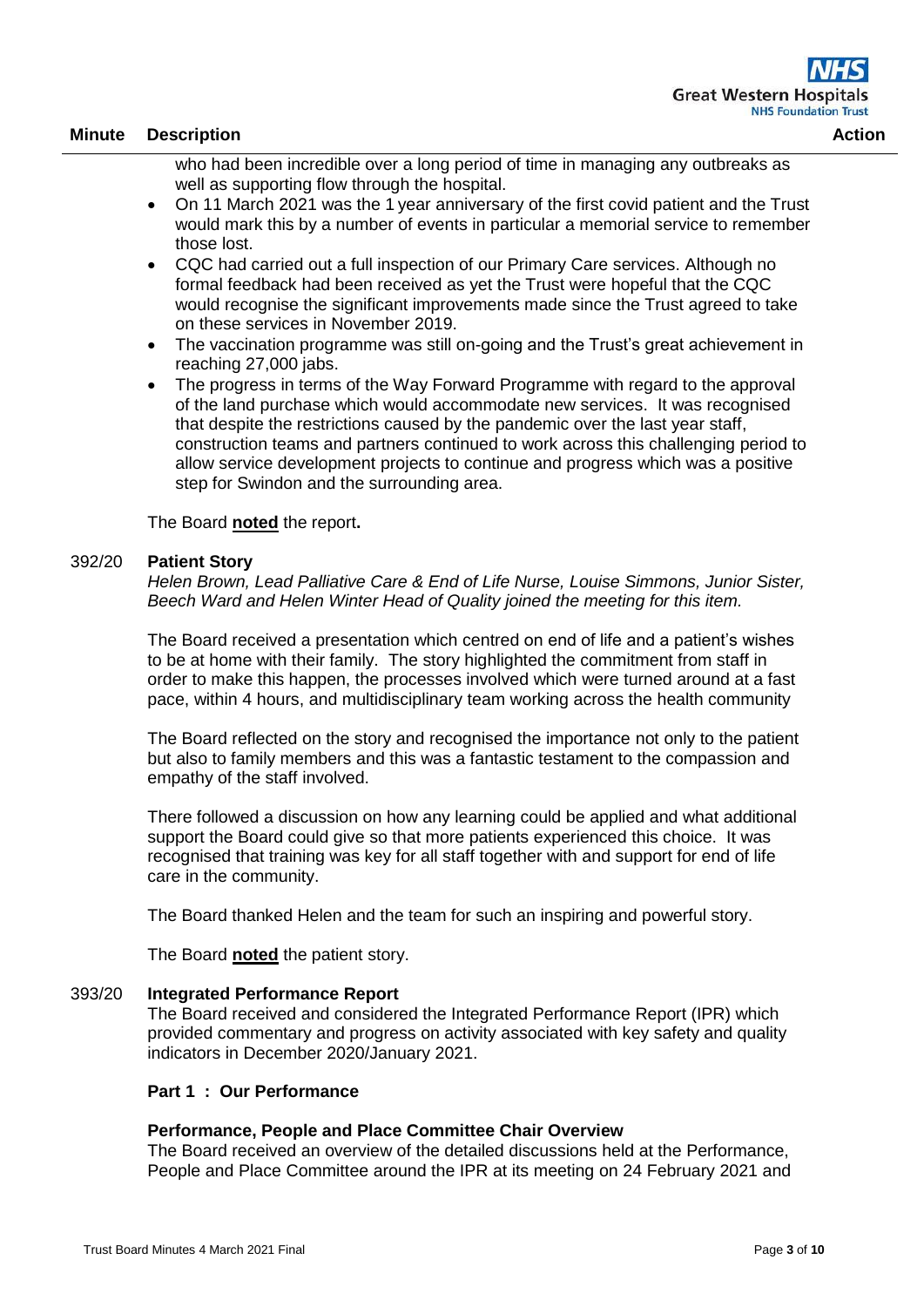| Minute | Description | Action |
|---|---|---|

who had been incredible over a long period of time in managing any outbreaks as well as supporting flow through the hospital.

- On 11 March 2021 was the 1 year anniversary of the first covid patient and the Trust would mark this by a number of events in particular a memorial service to remember those lost.
- CQC had carried out a full inspection of our Primary Care services. Although no formal feedback had been received as yet the Trust were hopeful that the CQC would recognise the significant improvements made since the Trust agreed to take on these services in November 2019.
- The vaccination programme was still on-going and the Trust's great achievement in reaching 27,000 jabs.
- The progress in terms of the Way Forward Programme with regard to the approval of the land purchase which would accommodate new services. It was recognised that despite the restrictions caused by the pandemic over the last year staff, construction teams and partners continued to work across this challenging period to allow service development projects to continue and progress which was a positive step for Swindon and the surrounding area.

The Board **noted** the report**.**

392/20 **Patient Story**

*Helen Brown, Lead Palliative Care & End of Life Nurse, Louise Simmons, Junior Sister, Beech Ward and Helen Winter Head of Quality joined the meeting for this item.*

The Board received a presentation which centred on end of life and a patient's wishes to be at home with their family. The story highlighted the commitment from staff in order to make this happen, the processes involved which were turned around at a fast pace, within 4 hours, and multidisciplinary team working across the health community

The Board reflected on the story and recognised the importance not only to the patient but also to family members and this was a fantastic testament to the compassion and empathy of the staff involved.

There followed a discussion on how any learning could be applied and what additional support the Board could give so that more patients experienced this choice. It was recognised that training was key for all staff together with and support for end of life care in the community.

The Board thanked Helen and the team for such an inspiring and powerful story.

The Board **noted** the patient story.

393/20 **Integrated Performance Report**

The Board received and considered the Integrated Performance Report (IPR) which provided commentary and progress on activity associated with key safety and quality indicators in December 2020/January 2021.

**Part 1 : Our Performance**

**Performance, People and Place Committee Chair Overview**

The Board received an overview of the detailed discussions held at the Performance, People and Place Committee around the IPR at its meeting on 24 February 2021 and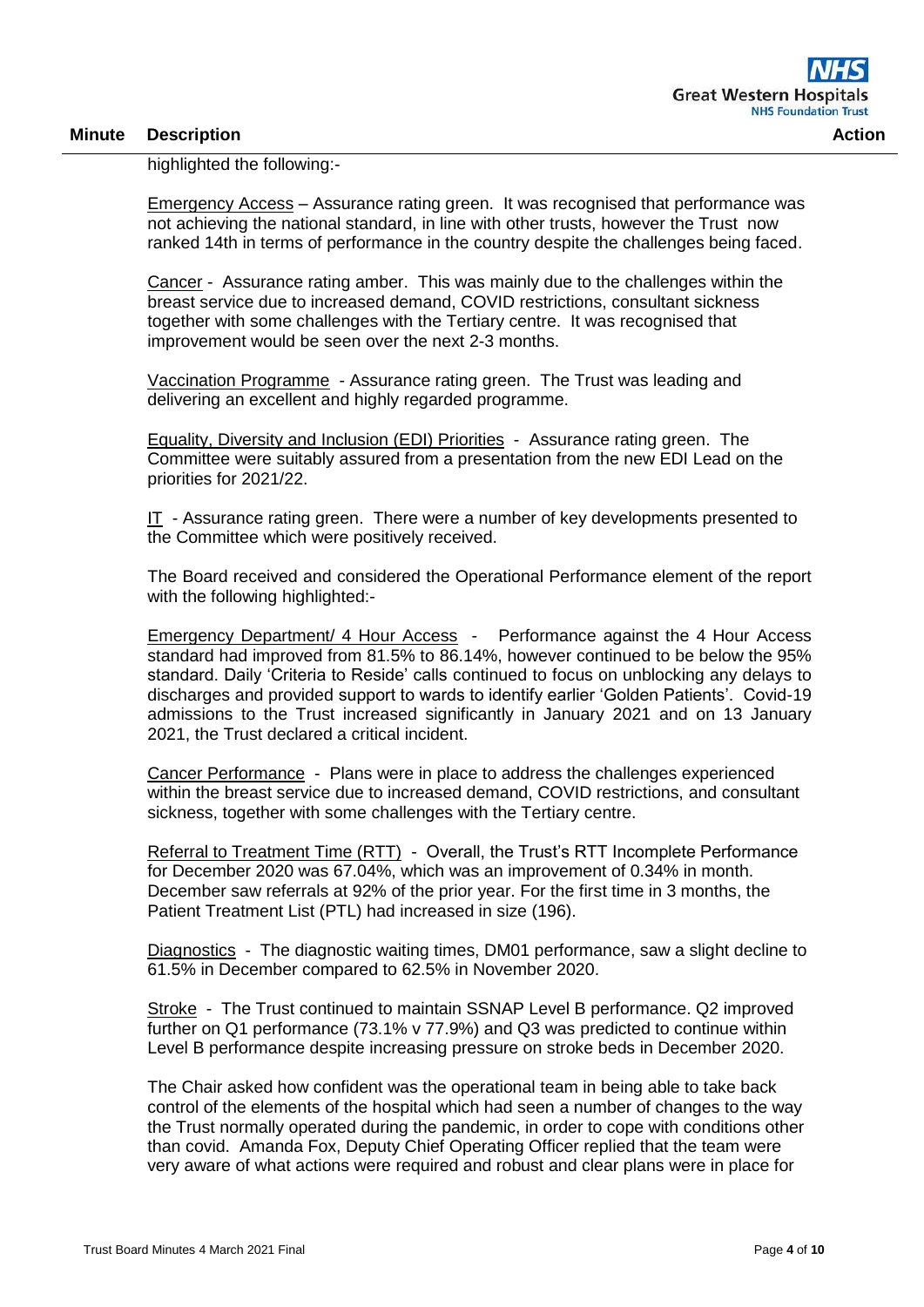| Minute | Description | Action |
|---|---|---|

highlighted the following:-

Emergency Access – Assurance rating green. It was recognised that performance was not achieving the national standard, in line with other trusts, however the Trust now ranked 14th in terms of performance in the country despite the challenges being faced.

Cancer - Assurance rating amber. This was mainly due to the challenges within the breast service due to increased demand, COVID restrictions, consultant sickness together with some challenges with the Tertiary centre. It was recognised that improvement would be seen over the next 2-3 months.

Vaccination Programme - Assurance rating green. The Trust was leading and delivering an excellent and highly regarded programme.

Equality, Diversity and Inclusion (EDI) Priorities - Assurance rating green. The Committee were suitably assured from a presentation from the new EDI Lead on the priorities for 2021/22.

IT - Assurance rating green. There were a number of key developments presented to the Committee which were positively received.

The Board received and considered the Operational Performance element of the report with the following highlighted:-

Emergency Department/ 4 Hour Access - Performance against the 4 Hour Access standard had improved from 81.5% to 86.14%, however continued to be below the 95% standard. Daily 'Criteria to Reside' calls continued to focus on unblocking any delays to discharges and provided support to wards to identify earlier 'Golden Patients'. Covid-19 admissions to the Trust increased significantly in January 2021 and on 13 January 2021, the Trust declared a critical incident.

Cancer Performance - Plans were in place to address the challenges experienced within the breast service due to increased demand, COVID restrictions, and consultant sickness, together with some challenges with the Tertiary centre.

Referral to Treatment Time (RTT) - Overall, the Trust's RTT Incomplete Performance for December 2020 was 67.04%, which was an improvement of 0.34% in month. December saw referrals at 92% of the prior year. For the first time in 3 months, the Patient Treatment List (PTL) had increased in size (196).

Diagnostics - The diagnostic waiting times, DM01 performance, saw a slight decline to 61.5% in December compared to 62.5% in November 2020.

Stroke - The Trust continued to maintain SSNAP Level B performance. Q2 improved further on Q1 performance (73.1% v 77.9%) and Q3 was predicted to continue within Level B performance despite increasing pressure on stroke beds in December 2020.

The Chair asked how confident was the operational team in being able to take back control of the elements of the hospital which had seen a number of changes to the way the Trust normally operated during the pandemic, in order to cope with conditions other than covid. Amanda Fox, Deputy Chief Operating Officer replied that the team were very aware of what actions were required and robust and clear plans were in place for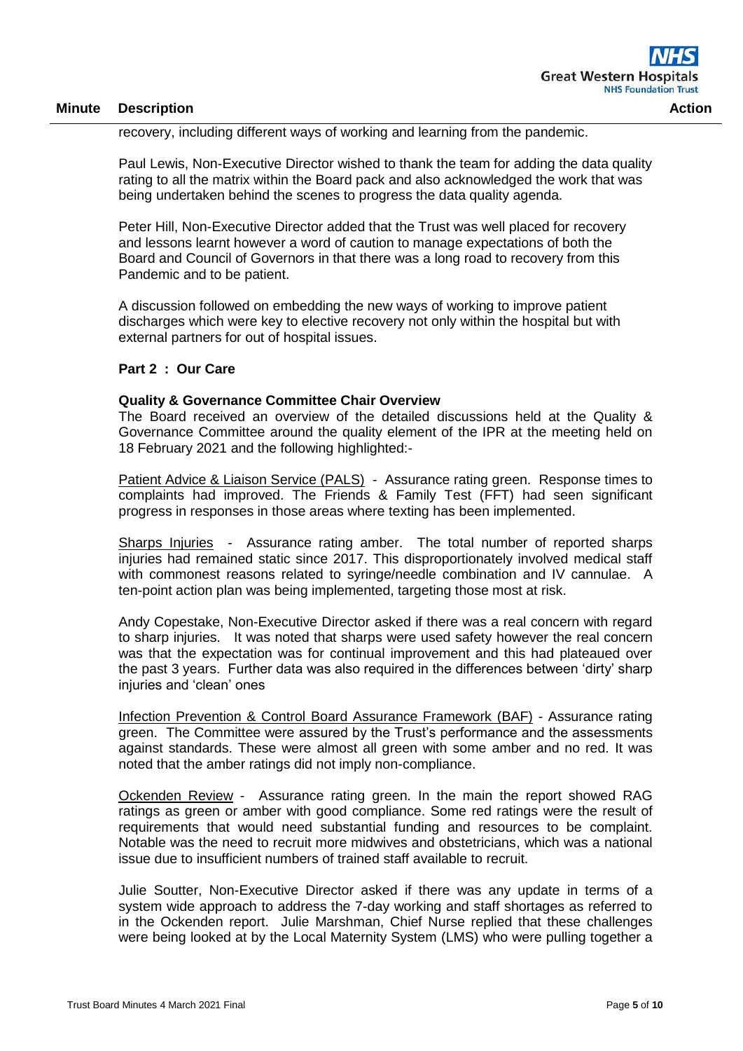recovery, including different ways of working and learning from the pandemic.

Paul Lewis, Non-Executive Director wished to thank the team for adding the data quality rating to all the matrix within the Board pack and also acknowledged the work that was being undertaken behind the scenes to progress the data quality agenda.

Peter Hill, Non-Executive Director added that the Trust was well placed for recovery and lessons learnt however a word of caution to manage expectations of both the Board and Council of Governors in that there was a long road to recovery from this Pandemic and to be patient.

A discussion followed on embedding the new ways of working to improve patient discharges which were key to elective recovery not only within the hospital but with external partners for out of hospital issues.

**Part 2 : Our Care**

**Quality & Governance Committee Chair Overview**

The Board received an overview of the detailed discussions held at the Quality & Governance Committee around the quality element of the IPR at the meeting held on 18 February 2021 and the following highlighted:-

Patient Advice & Liaison Service (PALS) - Assurance rating green. Response times to complaints had improved. The Friends & Family Test (FFT) had seen significant progress in responses in those areas where texting has been implemented.

Sharps Injuries - Assurance rating amber. The total number of reported sharps injuries had remained static since 2017. This disproportionately involved medical staff with commonest reasons related to syringe/needle combination and IV cannulae. A ten-point action plan was being implemented, targeting those most at risk.

Andy Copestake, Non-Executive Director asked if there was a real concern with regard to sharp injuries. It was noted that sharps were used safety however the real concern was that the expectation was for continual improvement and this had plateaued over the past 3 years. Further data was also required in the differences between 'dirty' sharp injuries and 'clean' ones

Infection Prevention & Control Board Assurance Framework (BAF) - Assurance rating green. The Committee were assured by the Trust's performance and the assessments against standards. These were almost all green with some amber and no red. It was noted that the amber ratings did not imply non-compliance.

Ockenden Review - Assurance rating green. In the main the report showed RAG ratings as green or amber with good compliance. Some red ratings were the result of requirements that would need substantial funding and resources to be complaint. Notable was the need to recruit more midwives and obstetricians, which was a national issue due to insufficient numbers of trained staff available to recruit.

Julie Soutter, Non-Executive Director asked if there was any update in terms of a system wide approach to address the 7-day working and staff shortages as referred to in the Ockenden report. Julie Marshman, Chief Nurse replied that these challenges were being looked at by the Local Maternity System (LMS) who were pulling together a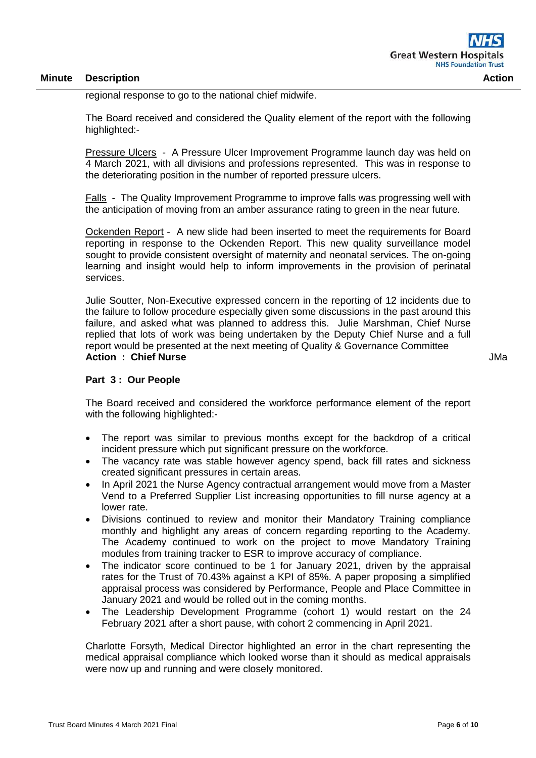| Minute | Description | Action |
|---|---|---|

regional response to go to the national chief midwife.

The Board received and considered the Quality element of the report with the following highlighted:-

Pressure Ulcers - A Pressure Ulcer Improvement Programme launch day was held on 4 March 2021, with all divisions and professions represented. This was in response to the deteriorating position in the number of reported pressure ulcers.

Falls - The Quality Improvement Programme to improve falls was progressing well with the anticipation of moving from an amber assurance rating to green in the near future.

Ockenden Report - A new slide had been inserted to meet the requirements for Board reporting in response to the Ockenden Report. This new quality surveillance model sought to provide consistent oversight of maternity and neonatal services. The on-going learning and insight would help to inform improvements in the provision of perinatal services.

Julie Soutter, Non-Executive expressed concern in the reporting of 12 incidents due to the failure to follow procedure especially given some discussions in the past around this failure, and asked what was planned to address this. Julie Marshman, Chief Nurse replied that lots of work was being undertaken by the Deputy Chief Nurse and a full report would be presented at the next meeting of Quality & Governance Committee
**Action : Chief Nurse** — JMa

**Part 3 : Our People**

The Board received and considered the workforce performance element of the report with the following highlighted:-

- The report was similar to previous months except for the backdrop of a critical incident pressure which put significant pressure on the workforce.
- The vacancy rate was stable however agency spend, back fill rates and sickness created significant pressures in certain areas.
- In April 2021 the Nurse Agency contractual arrangement would move from a Master Vend to a Preferred Supplier List increasing opportunities to fill nurse agency at a lower rate.
- Divisions continued to review and monitor their Mandatory Training compliance monthly and highlight any areas of concern regarding reporting to the Academy. The Academy continued to work on the project to move Mandatory Training modules from training tracker to ESR to improve accuracy of compliance.
- The indicator score continued to be 1 for January 2021, driven by the appraisal rates for the Trust of 70.43% against a KPI of 85%. A paper proposing a simplified appraisal process was considered by Performance, People and Place Committee in January 2021 and would be rolled out in the coming months.
- The Leadership Development Programme (cohort 1) would restart on the 24 February 2021 after a short pause, with cohort 2 commencing in April 2021.

Charlotte Forsyth, Medical Director highlighted an error in the chart representing the medical appraisal compliance which looked worse than it should as medical appraisals were now up and running and were closely monitored.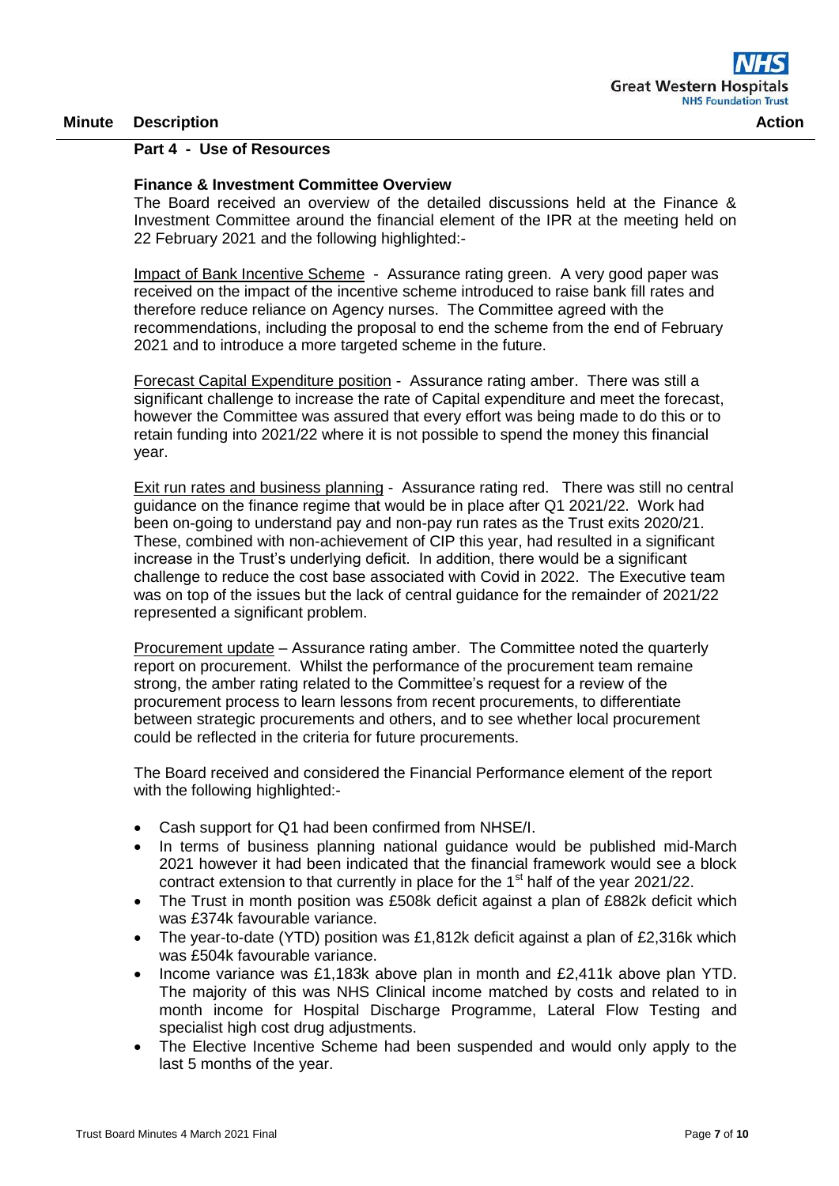**Part 4 - Use of Resources**

**Finance & Investment Committee Overview**

The Board received an overview of the detailed discussions held at the Finance & Investment Committee around the financial element of the IPR at the meeting held on 22 February 2021 and the following highlighted:-

Impact of Bank Incentive Scheme - Assurance rating green. A very good paper was received on the impact of the incentive scheme introduced to raise bank fill rates and therefore reduce reliance on Agency nurses. The Committee agreed with the recommendations, including the proposal to end the scheme from the end of February 2021 and to introduce a more targeted scheme in the future.

Forecast Capital Expenditure position - Assurance rating amber. There was still a significant challenge to increase the rate of Capital expenditure and meet the forecast, however the Committee was assured that every effort was being made to do this or to retain funding into 2021/22 where it is not possible to spend the money this financial year.

Exit run rates and business planning - Assurance rating red. There was still no central guidance on the finance regime that would be in place after Q1 2021/22. Work had been on-going to understand pay and non-pay run rates as the Trust exits 2020/21. These, combined with non-achievement of CIP this year, had resulted in a significant increase in the Trust's underlying deficit. In addition, there would be a significant challenge to reduce the cost base associated with Covid in 2022. The Executive team was on top of the issues but the lack of central guidance for the remainder of 2021/22 represented a significant problem.

Procurement update – Assurance rating amber. The Committee noted the quarterly report on procurement. Whilst the performance of the procurement team remaine strong, the amber rating related to the Committee's request for a review of the procurement process to learn lessons from recent procurements, to differentiate between strategic procurements and others, and to see whether local procurement could be reflected in the criteria for future procurements.

The Board received and considered the Financial Performance element of the report with the following highlighted:-

- Cash support for Q1 had been confirmed from NHSE/I.
- In terms of business planning national guidance would be published mid-March 2021 however it had been indicated that the financial framework would see a block contract extension to that currently in place for the 1st half of the year 2021/22.
- The Trust in month position was £508k deficit against a plan of £882k deficit which was £374k favourable variance.
- The year-to-date (YTD) position was £1,812k deficit against a plan of £2,316k which was £504k favourable variance.
- Income variance was £1,183k above plan in month and £2,411k above plan YTD. The majority of this was NHS Clinical income matched by costs and related to in month income for Hospital Discharge Programme, Lateral Flow Testing and specialist high cost drug adjustments.
- The Elective Incentive Scheme had been suspended and would only apply to the last 5 months of the year.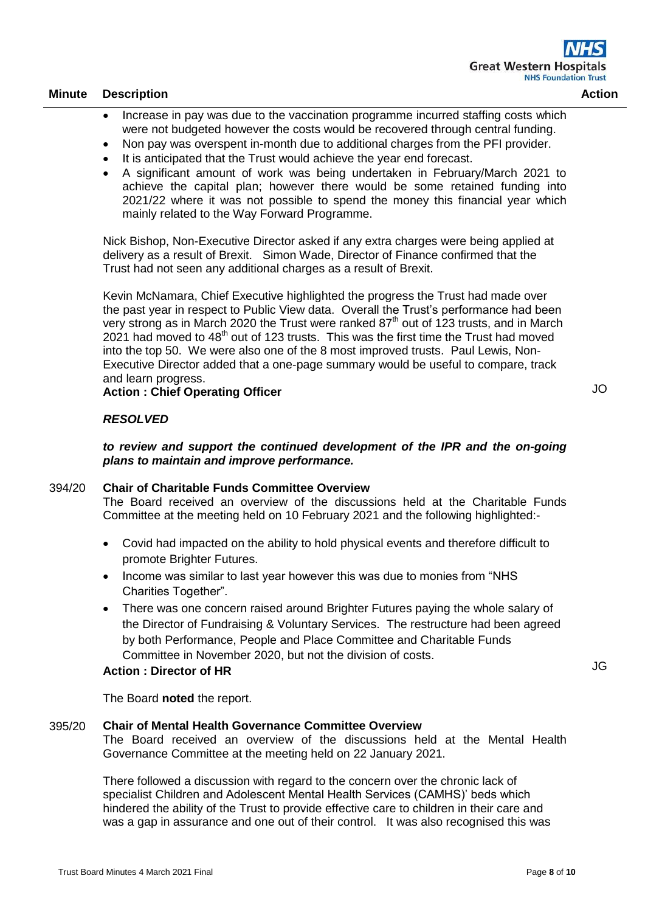| Minute | Description | Action |
|---|---|---|

- Increase in pay was due to the vaccination programme incurred staffing costs which were not budgeted however the costs would be recovered through central funding.
- Non pay was overspent in-month due to additional charges from the PFI provider.
- It is anticipated that the Trust would achieve the year end forecast.
- A significant amount of work was being undertaken in February/March 2021 to achieve the capital plan; however there would be some retained funding into 2021/22 where it was not possible to spend the money this financial year which mainly related to the Way Forward Programme.

Nick Bishop, Non-Executive Director asked if any extra charges were being applied at delivery as a result of Brexit. Simon Wade, Director of Finance confirmed that the Trust had not seen any additional charges as a result of Brexit.

Kevin McNamara, Chief Executive highlighted the progress the Trust had made over the past year in respect to Public View data. Overall the Trust's performance had been very strong as in March 2020 the Trust were ranked 87th out of 123 trusts, and in March 2021 had moved to 48th out of 123 trusts. This was the first time the Trust had moved into the top 50. We were also one of the 8 most improved trusts. Paul Lewis, Non-Executive Director added that a one-page summary would be useful to compare, track and learn progress.

**Action : Chief Operating Officer** — JO

***RESOLVED***

***to review and support the continued development of the IPR and the on-going plans to maintain and improve performance.***

**394/20 Chair of Charitable Funds Committee Overview**

The Board received an overview of the discussions held at the Charitable Funds Committee at the meeting held on 10 February 2021 and the following highlighted:-

- Covid had impacted on the ability to hold physical events and therefore difficult to promote Brighter Futures.
- Income was similar to last year however this was due to monies from "NHS Charities Together".
- There was one concern raised around Brighter Futures paying the whole salary of the Director of Fundraising & Voluntary Services. The restructure had been agreed by both Performance, People and Place Committee and Charitable Funds Committee in November 2020, but not the division of costs.

**Action : Director of HR** — JG

The Board **noted** the report.

**395/20 Chair of Mental Health Governance Committee Overview**

The Board received an overview of the discussions held at the Mental Health Governance Committee at the meeting held on 22 January 2021.

There followed a discussion with regard to the concern over the chronic lack of specialist Children and Adolescent Mental Health Services (CAMHS)' beds which hindered the ability of the Trust to provide effective care to children in their care and was a gap in assurance and one out of their control. It was also recognised this was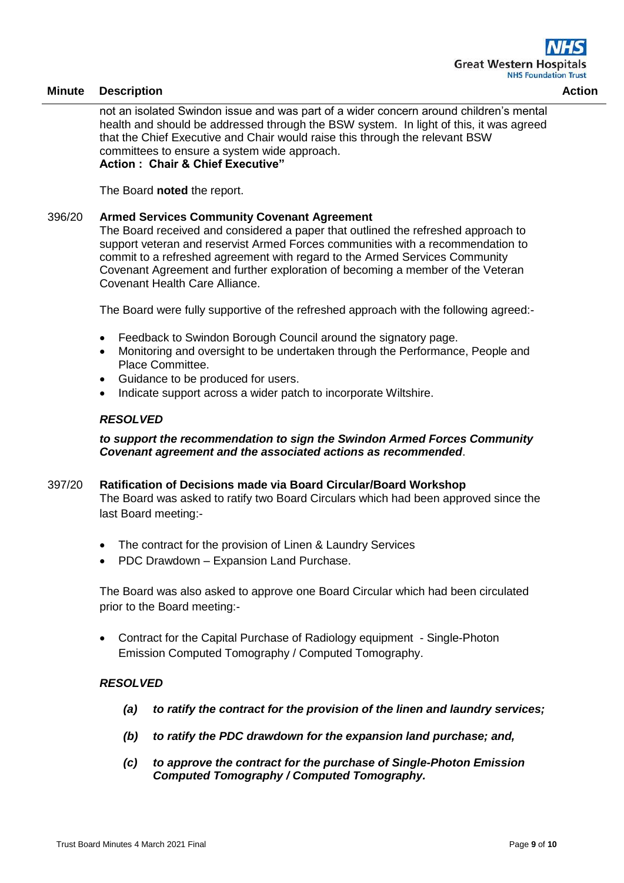| Minute | Description | Action |
|---|---|---|

not an isolated Swindon issue and was part of a wider concern around children's mental health and should be addressed through the BSW system. In light of this, it was agreed that the Chief Executive and Chair would raise this through the relevant BSW committees to ensure a system wide approach.
**Action : Chair & Chief Executive"**

The Board **noted** the report.

**396/20 Armed Services Community Covenant Agreement**

The Board received and considered a paper that outlined the refreshed approach to support veteran and reservist Armed Forces communities with a recommendation to commit to a refreshed agreement with regard to the Armed Services Community Covenant Agreement and further exploration of becoming a member of the Veteran Covenant Health Care Alliance.

The Board were fully supportive of the refreshed approach with the following agreed:-

- Feedback to Swindon Borough Council around the signatory page.
- Monitoring and oversight to be undertaken through the Performance, People and Place Committee.
- Guidance to be produced for users.
- Indicate support across a wider patch to incorporate Wiltshire.

***RESOLVED***

***to support the recommendation to sign the Swindon Armed Forces Community Covenant agreement and the associated actions as recommended***.

**397/20 Ratification of Decisions made via Board Circular/Board Workshop**

The Board was asked to ratify two Board Circulars which had been approved since the last Board meeting:-

- The contract for the provision of Linen & Laundry Services
- PDC Drawdown – Expansion Land Purchase.

The Board was also asked to approve one Board Circular which had been circulated prior to the Board meeting:-

- Contract for the Capital Purchase of Radiology equipment - Single-Photon Emission Computed Tomography / Computed Tomography.

***RESOLVED***

***(a) to ratify the contract for the provision of the linen and laundry services;***

***(b) to ratify the PDC drawdown for the expansion land purchase; and,***

***(c) to approve the contract for the purchase of Single-Photon Emission Computed Tomography / Computed Tomography.***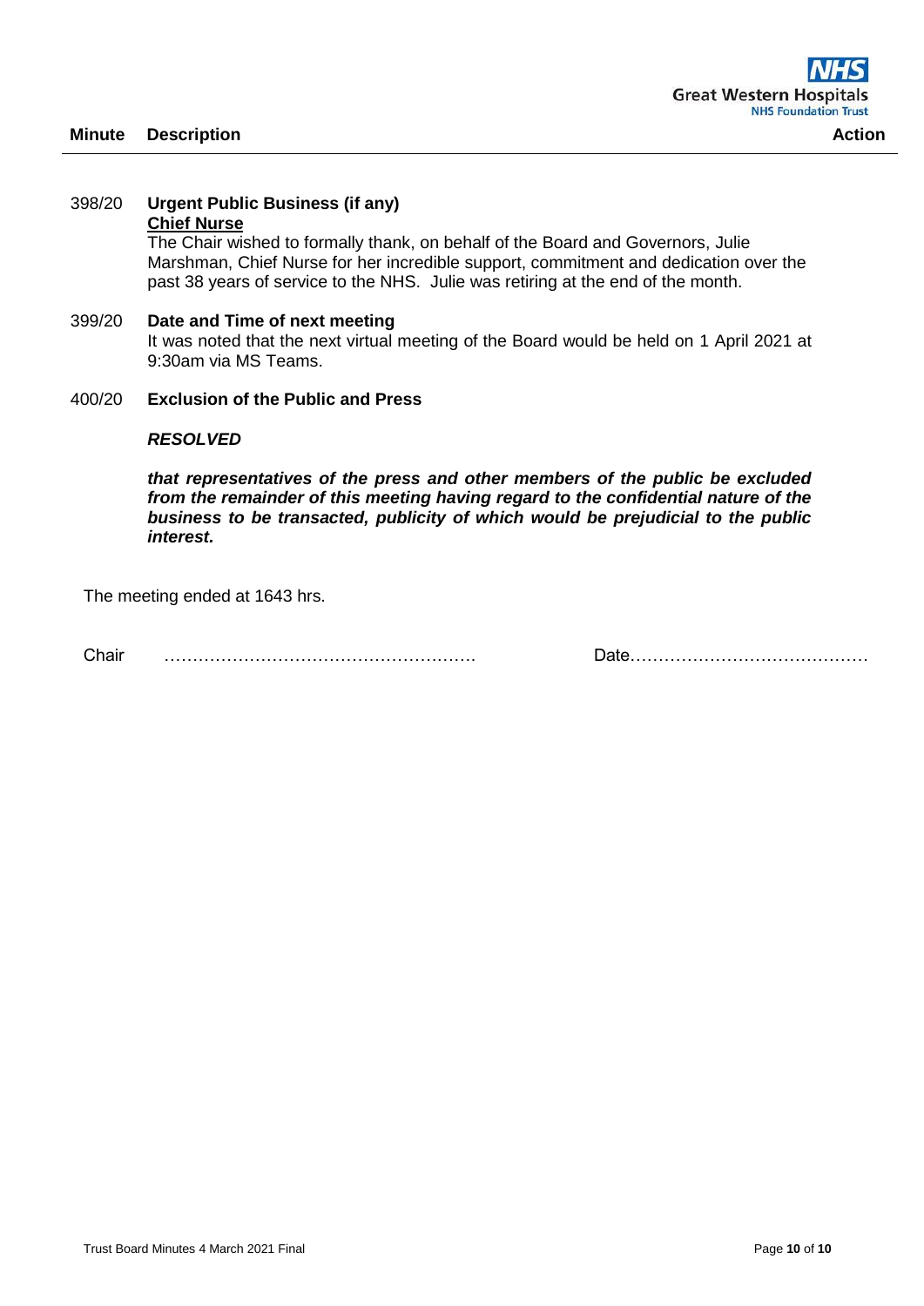| Minute | Description | Action |
|---|---|---|
| 398/20 | **Urgent Public Business (if any)**<br>**Chief Nurse**<br>The Chair wished to formally thank, on behalf of the Board and Governors, Julie Marshman, Chief Nurse for her incredible support, commitment and dedication over the past 38 years of service to the NHS. Julie was retiring at the end of the month. | |
| 399/20 | **Date and Time of next meeting**<br>It was noted that the next virtual meeting of the Board would be held on 1 April 2021 at 9:30am via MS Teams. | |
| 400/20 | **Exclusion of the Public and Press**<br>***RESOLVED***<br>***that representatives of the press and other members of the public be excluded from the remainder of this meeting having regard to the confidential nature of the business to be transacted, publicity of which would be prejudicial to the public interest.*** | |

The meeting ended at 1643 hrs.

Chair ……………………………………………… Date…………………………………